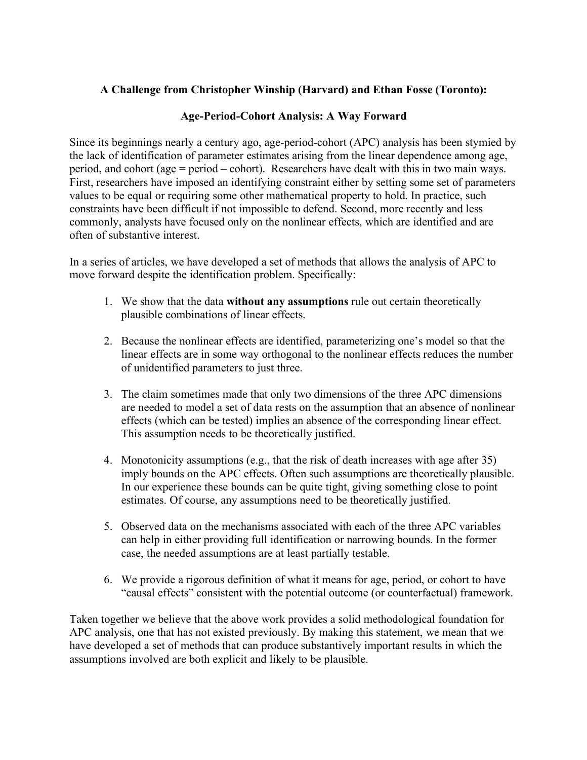**A Challenge from Christopher Winship (Harvard) and Ethan Fosse (Toronto):**

**Age-Period-Cohort Analysis: A Way Forward**

Since its beginnings nearly a century ago, age-period-cohort (APC) analysis has been stymied by the lack of identification of parameter estimates arising from the linear dependence among age, period, and cohort (age = period – cohort). Researchers have dealt with this in two main ways. First, researchers have imposed an identifying constraint either by setting some set of parameters values to be equal or requiring some other mathematical property to hold. In practice, such constraints have been difficult if not impossible to defend. Second, more recently and less commonly, analysts have focused only on the nonlinear effects, which are identified and are often of substantive interest.

In a series of articles, we have developed a set of methods that allows the analysis of APC to move forward despite the identification problem. Specifically:

1. We show that the data **without any assumptions** rule out certain theoretically plausible combinations of linear effects.

2. Because the nonlinear effects are identified, parameterizing one's model so that the linear effects are in some way orthogonal to the nonlinear effects reduces the number of unidentified parameters to just three.

3. The claim sometimes made that only two dimensions of the three APC dimensions are needed to model a set of data rests on the assumption that an absence of nonlinear effects (which can be tested) implies an absence of the corresponding linear effect. This assumption needs to be theoretically justified.

4. Monotonicity assumptions (e.g., that the risk of death increases with age after 35) imply bounds on the APC effects. Often such assumptions are theoretically plausible. In our experience these bounds can be quite tight, giving something close to point estimates. Of course, any assumptions need to be theoretically justified.

5. Observed data on the mechanisms associated with each of the three APC variables can help in either providing full identification or narrowing bounds. In the former case, the needed assumptions are at least partially testable.

6. We provide a rigorous definition of what it means for age, period, or cohort to have "causal effects" consistent with the potential outcome (or counterfactual) framework.

Taken together we believe that the above work provides a solid methodological foundation for APC analysis, one that has not existed previously. By making this statement, we mean that we have developed a set of methods that can produce substantively important results in which the assumptions involved are both explicit and likely to be plausible.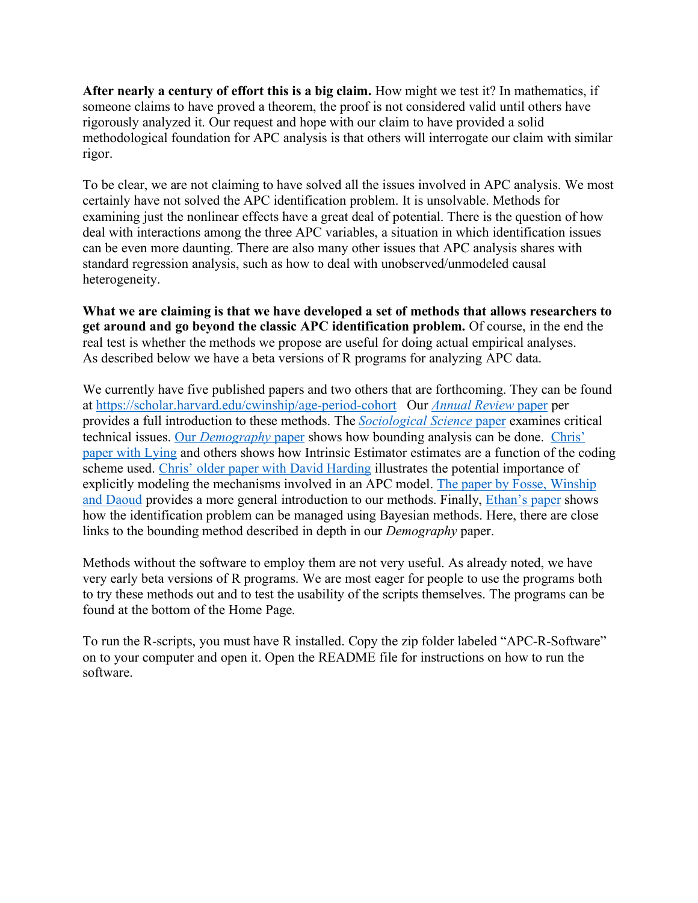**After nearly a century of effort this is a big claim.** How might we test it? In mathematics, if someone claims to have proved a theorem, the proof is not considered valid until others have rigorously analyzed it. Our request and hope with our claim to have provided a solid methodological foundation for APC analysis is that others will interrogate our claim with similar rigor.

To be clear, we are not claiming to have solved all the issues involved in APC analysis. We most certainly have not solved the APC identification problem. It is unsolvable. Methods for examining just the nonlinear effects have a great deal of potential. There is the question of how deal with interactions among the three APC variables, a situation in which identification issues can be even more daunting. There are also many other issues that APC analysis shares with standard regression analysis, such as how to deal with unobserved/unmodeled causal heterogeneity.

**What we are claiming is that we have developed a set of methods that allows researchers to get around and go beyond the classic APC identification problem.** Of course, in the end the real test is whether the methods we propose are useful for doing actual empirical analyses. As described below we have a beta versions of R programs for analyzing APC data.

We currently have five published papers and two others that are forthcoming. They can be found at https://scholar.harvard.edu/cwinship/age-period-cohort Our *Annual Review* paper per provides a full introduction to these methods. The *Sociological Science* paper examines critical technical issues. Our *Demography* paper shows how bounding analysis can be done. Chris' paper with Lying and others shows how Intrinsic Estimator estimates are a function of the coding scheme used. Chris' older paper with David Harding illustrates the potential importance of explicitly modeling the mechanisms involved in an APC model. The paper by Fosse, Winship and Daoud provides a more general introduction to our methods. Finally, Ethan's paper shows how the identification problem can be managed using Bayesian methods. Here, there are close links to the bounding method described in depth in our *Demography* paper.

Methods without the software to employ them are not very useful. As already noted, we have very early beta versions of R programs. We are most eager for people to use the programs both to try these methods out and to test the usability of the scripts themselves. The programs can be found at the bottom of the Home Page.

To run the R-scripts, you must have R installed. Copy the zip folder labeled "APC-R-Software" on to your computer and open it. Open the README file for instructions on how to run the software.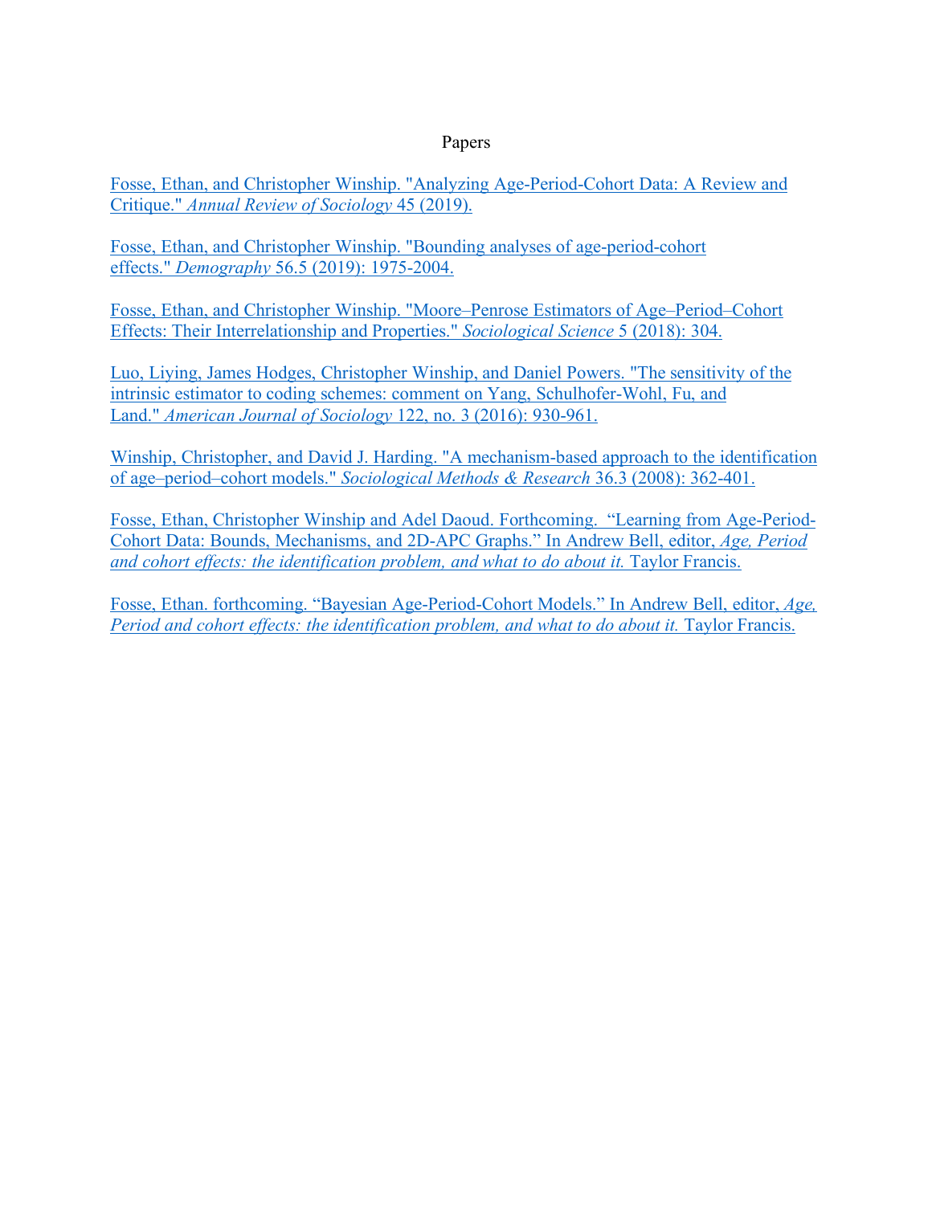Papers

Fosse, Ethan, and Christopher Winship. "Analyzing Age-Period-Cohort Data: A Review and Critique." *Annual Review of Sociology* 45 (2019).

Fosse, Ethan, and Christopher Winship. "Bounding analyses of age-period-cohort effects." *Demography* 56.5 (2019): 1975-2004.

Fosse, Ethan, and Christopher Winship. "Moore–Penrose Estimators of Age–Period–Cohort Effects: Their Interrelationship and Properties." *Sociological Science* 5 (2018): 304.

Luo, Liying, James Hodges, Christopher Winship, and Daniel Powers. "The sensitivity of the intrinsic estimator to coding schemes: comment on Yang, Schulhofer-Wohl, Fu, and Land." *American Journal of Sociology* 122, no. 3 (2016): 930-961.

Winship, Christopher, and David J. Harding. "A mechanism-based approach to the identification of age–period–cohort models." *Sociological Methods & Research* 36.3 (2008): 362-401.

Fosse, Ethan, Christopher Winship and Adel Daoud. Forthcoming. "Learning from Age-Period-Cohort Data: Bounds, Mechanisms, and 2D-APC Graphs." In Andrew Bell, editor, *Age, Period and cohort effects: the identification problem, and what to do about it.* Taylor Francis.

Fosse, Ethan. forthcoming. "Bayesian Age-Period-Cohort Models." In Andrew Bell, editor, *Age, Period and cohort effects: the identification problem, and what to do about it.* Taylor Francis.